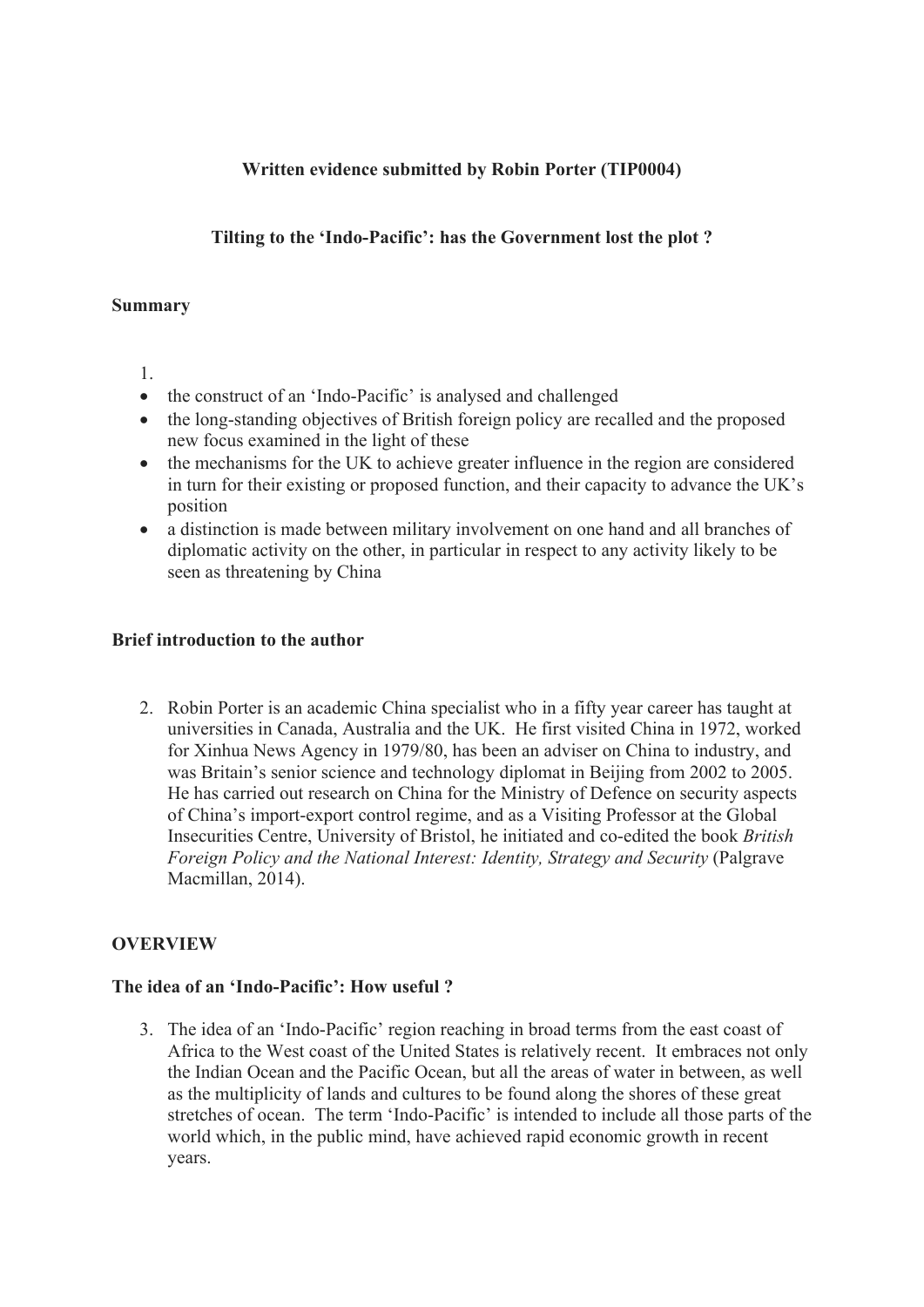**Written evidence submitted by Robin Porter (TIP0004)**

**Tilting to the 'Indo-Pacific': has the Government lost the plot ?**

**Summary**

1.
- the construct of an 'Indo-Pacific' is analysed and challenged
- the long-standing objectives of British foreign policy are recalled and the proposed new focus examined in the light of these
- the mechanisms for the UK to achieve greater influence in the region are considered in turn for their existing or proposed function, and their capacity to advance the UK's position
- a distinction is made between military involvement on one hand and all branches of diplomatic activity on the other, in particular in respect to any activity likely to be seen as threatening by China

**Brief introduction to the author**

2. Robin Porter is an academic China specialist who in a fifty year career has taught at universities in Canada, Australia and the UK. He first visited China in 1972, worked for Xinhua News Agency in 1979/80, has been an adviser on China to industry, and was Britain's senior science and technology diplomat in Beijing from 2002 to 2005. He has carried out research on China for the Ministry of Defence on security aspects of China's import-export control regime, and as a Visiting Professor at the Global Insecurities Centre, University of Bristol, he initiated and co-edited the book *British Foreign Policy and the National Interest: Identity, Strategy and Security* (Palgrave Macmillan, 2014).

**OVERVIEW**

**The idea of an 'Indo-Pacific': How useful ?**

3. The idea of an 'Indo-Pacific' region reaching in broad terms from the east coast of Africa to the West coast of the United States is relatively recent. It embraces not only the Indian Ocean and the Pacific Ocean, but all the areas of water in between, as well as the multiplicity of lands and cultures to be found along the shores of these great stretches of ocean. The term 'Indo-Pacific' is intended to include all those parts of the world which, in the public mind, have achieved rapid economic growth in recent years.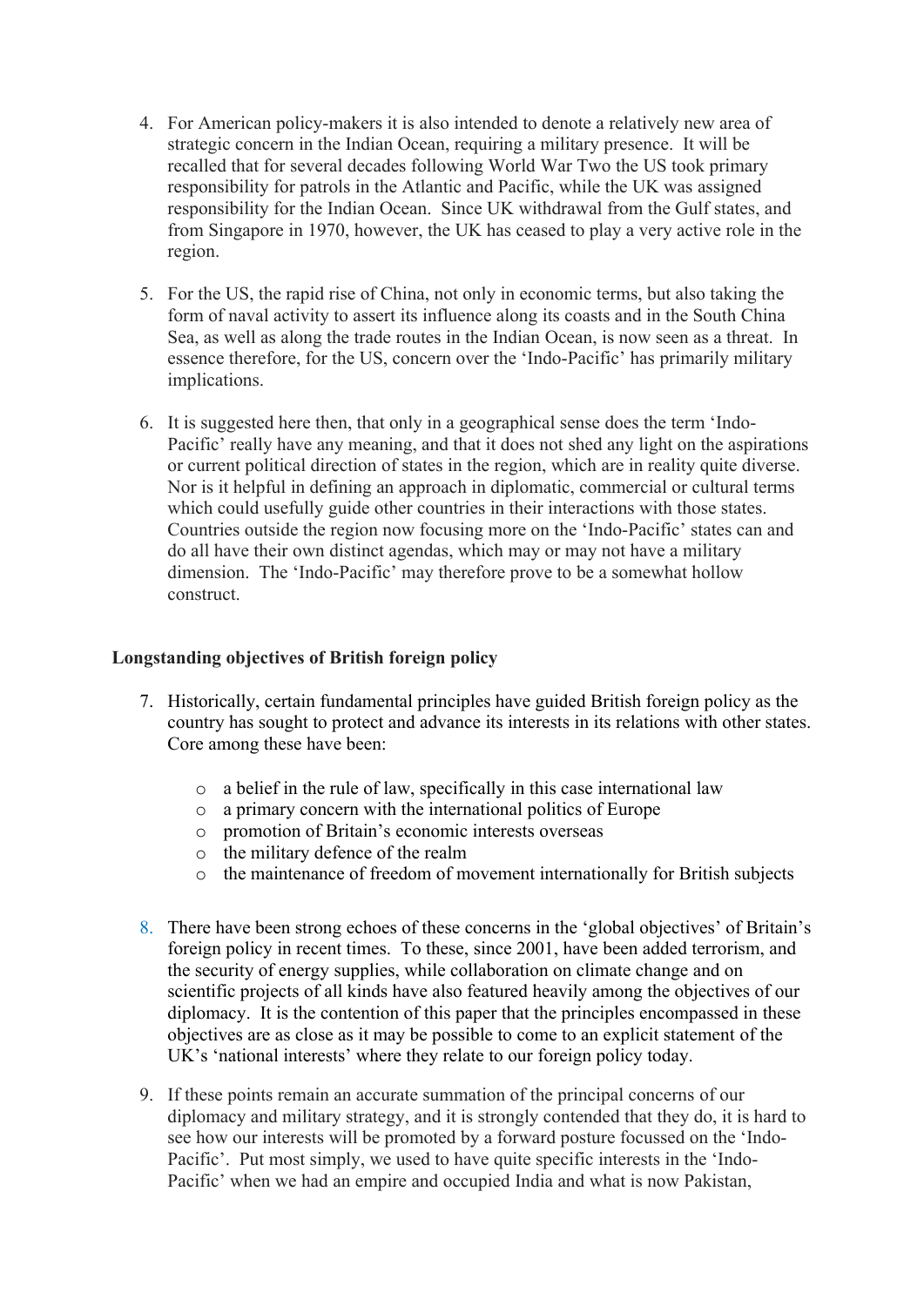4. For American policy-makers it is also intended to denote a relatively new area of strategic concern in the Indian Ocean, requiring a military presence. It will be recalled that for several decades following World War Two the US took primary responsibility for patrols in the Atlantic and Pacific, while the UK was assigned responsibility for the Indian Ocean. Since UK withdrawal from the Gulf states, and from Singapore in 1970, however, the UK has ceased to play a very active role in the region.

5. For the US, the rapid rise of China, not only in economic terms, but also taking the form of naval activity to assert its influence along its coasts and in the South China Sea, as well as along the trade routes in the Indian Ocean, is now seen as a threat. In essence therefore, for the US, concern over the 'Indo-Pacific' has primarily military implications.

6. It is suggested here then, that only in a geographical sense does the term 'Indo-Pacific' really have any meaning, and that it does not shed any light on the aspirations or current political direction of states in the region, which are in reality quite diverse. Nor is it helpful in defining an approach in diplomatic, commercial or cultural terms which could usefully guide other countries in their interactions with those states. Countries outside the region now focusing more on the 'Indo-Pacific' states can and do all have their own distinct agendas, which may or may not have a military dimension. The 'Indo-Pacific' may therefore prove to be a somewhat hollow construct.

**Longstanding objectives of British foreign policy**

7. Historically, certain fundamental principles have guided British foreign policy as the country has sought to protect and advance its interests in its relations with other states. Core among these have been:

   - a belief in the rule of law, specifically in this case international law
   - a primary concern with the international politics of Europe
   - promotion of Britain's economic interests overseas
   - the military defence of the realm
   - the maintenance of freedom of movement internationally for British subjects

8. There have been strong echoes of these concerns in the 'global objectives' of Britain's foreign policy in recent times. To these, since 2001, have been added terrorism, and the security of energy supplies, while collaboration on climate change and on scientific projects of all kinds have also featured heavily among the objectives of our diplomacy. It is the contention of this paper that the principles encompassed in these objectives are as close as it may be possible to come to an explicit statement of the UK's 'national interests' where they relate to our foreign policy today.

9. If these points remain an accurate summation of the principal concerns of our diplomacy and military strategy, and it is strongly contended that they do, it is hard to see how our interests will be promoted by a forward posture focussed on the 'Indo-Pacific'. Put most simply, we used to have quite specific interests in the 'Indo-Pacific' when we had an empire and occupied India and what is now Pakistan,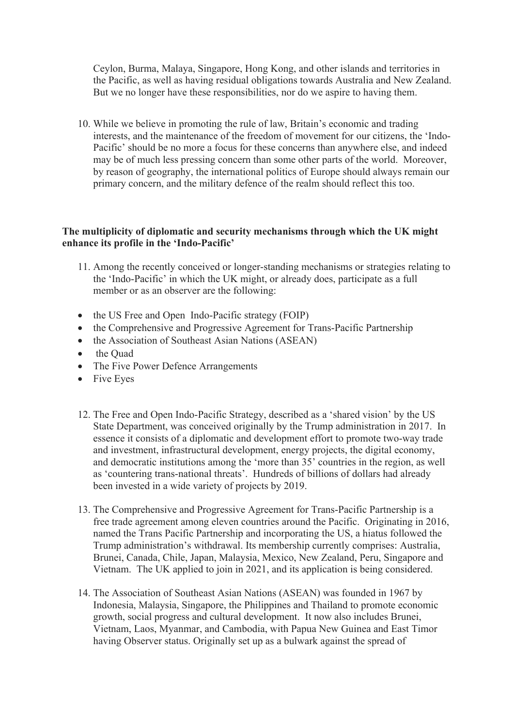Ceylon, Burma, Malaya, Singapore, Hong Kong, and other islands and territories in the Pacific, as well as having residual obligations towards Australia and New Zealand. But we no longer have these responsibilities, nor do we aspire to having them.

10. While we believe in promoting the rule of law, Britain's economic and trading interests, and the maintenance of the freedom of movement for our citizens, the 'Indo-Pacific' should be no more a focus for these concerns than anywhere else, and indeed may be of much less pressing concern than some other parts of the world. Moreover, by reason of geography, the international politics of Europe should always remain our primary concern, and the military defence of the realm should reflect this too.

**The multiplicity of diplomatic and security mechanisms through which the UK might enhance its profile in the 'Indo-Pacific'**

11. Among the recently conceived or longer-standing mechanisms or strategies relating to the 'Indo-Pacific' in which the UK might, or already does, participate as a full member or as an observer are the following:

- the US Free and Open Indo-Pacific strategy (FOIP)
- the Comprehensive and Progressive Agreement for Trans-Pacific Partnership
- the Association of Southeast Asian Nations (ASEAN)
- the Quad
- The Five Power Defence Arrangements
- Five Eyes

12. The Free and Open Indo-Pacific Strategy, described as a 'shared vision' by the US State Department, was conceived originally by the Trump administration in 2017. In essence it consists of a diplomatic and development effort to promote two-way trade and investment, infrastructural development, energy projects, the digital economy, and democratic institutions among the 'more than 35' countries in the region, as well as 'countering trans-national threats'. Hundreds of billions of dollars had already been invested in a wide variety of projects by 2019.

13. The Comprehensive and Progressive Agreement for Trans-Pacific Partnership is a free trade agreement among eleven countries around the Pacific. Originating in 2016, named the Trans Pacific Partnership and incorporating the US, a hiatus followed the Trump administration's withdrawal. Its membership currently comprises: Australia, Brunei, Canada, Chile, Japan, Malaysia, Mexico, New Zealand, Peru, Singapore and Vietnam. The UK applied to join in 2021, and its application is being considered.

14. The Association of Southeast Asian Nations (ASEAN) was founded in 1967 by Indonesia, Malaysia, Singapore, the Philippines and Thailand to promote economic growth, social progress and cultural development. It now also includes Brunei, Vietnam, Laos, Myanmar, and Cambodia, with Papua New Guinea and East Timor having Observer status. Originally set up as a bulwark against the spread of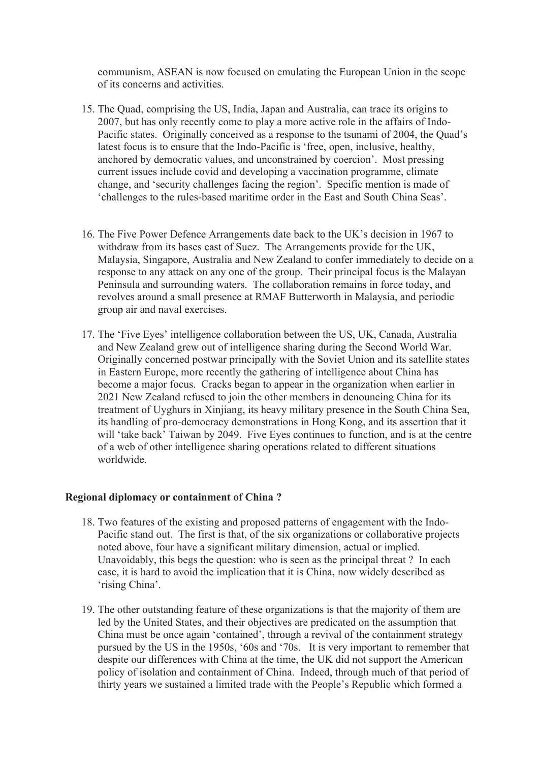communism, ASEAN is now focused on emulating the European Union in the scope of its concerns and activities.

15. The Quad, comprising the US, India, Japan and Australia, can trace its origins to 2007, but has only recently come to play a more active role in the affairs of Indo-Pacific states. Originally conceived as a response to the tsunami of 2004, the Quad's latest focus is to ensure that the Indo-Pacific is 'free, open, inclusive, healthy, anchored by democratic values, and unconstrained by coercion'. Most pressing current issues include covid and developing a vaccination programme, climate change, and 'security challenges facing the region'. Specific mention is made of 'challenges to the rules-based maritime order in the East and South China Seas'.

16. The Five Power Defence Arrangements date back to the UK's decision in 1967 to withdraw from its bases east of Suez. The Arrangements provide for the UK, Malaysia, Singapore, Australia and New Zealand to confer immediately to decide on a response to any attack on any one of the group. Their principal focus is the Malayan Peninsula and surrounding waters. The collaboration remains in force today, and revolves around a small presence at RMAF Butterworth in Malaysia, and periodic group air and naval exercises.

17. The 'Five Eyes' intelligence collaboration between the US, UK, Canada, Australia and New Zealand grew out of intelligence sharing during the Second World War. Originally concerned postwar principally with the Soviet Union and its satellite states in Eastern Europe, more recently the gathering of intelligence about China has become a major focus. Cracks began to appear in the organization when earlier in 2021 New Zealand refused to join the other members in denouncing China for its treatment of Uyghurs in Xinjiang, its heavy military presence in the South China Sea, its handling of pro-democracy demonstrations in Hong Kong, and its assertion that it will 'take back' Taiwan by 2049. Five Eyes continues to function, and is at the centre of a web of other intelligence sharing operations related to different situations worldwide.

**Regional diplomacy or containment of China ?**

18. Two features of the existing and proposed patterns of engagement with the Indo-Pacific stand out. The first is that, of the six organizations or collaborative projects noted above, four have a significant military dimension, actual or implied. Unavoidably, this begs the question: who is seen as the principal threat ? In each case, it is hard to avoid the implication that it is China, now widely described as 'rising China'.

19. The other outstanding feature of these organizations is that the majority of them are led by the United States, and their objectives are predicated on the assumption that China must be once again 'contained', through a revival of the containment strategy pursued by the US in the 1950s, '60s and '70s. It is very important to remember that despite our differences with China at the time, the UK did not support the American policy of isolation and containment of China. Indeed, through much of that period of thirty years we sustained a limited trade with the People's Republic which formed a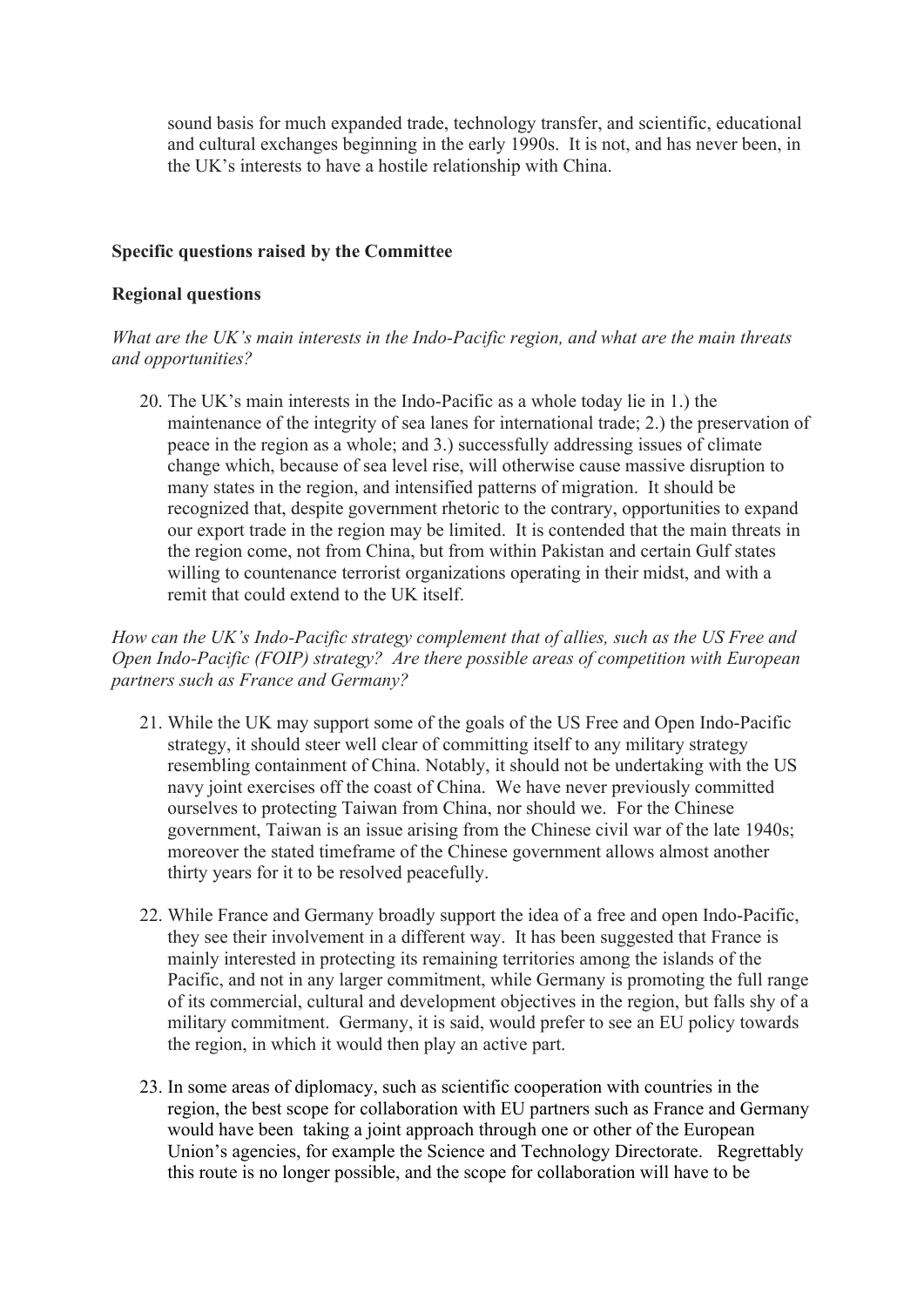sound basis for much expanded trade, technology transfer, and scientific, educational and cultural exchanges beginning in the early 1990s. It is not, and has never been, in the UK's interests to have a hostile relationship with China.

**Specific questions raised by the Committee**

**Regional questions**

*What are the UK's main interests in the Indo-Pacific region, and what are the main threats and opportunities?*

20. The UK's main interests in the Indo-Pacific as a whole today lie in 1.) the maintenance of the integrity of sea lanes for international trade; 2.) the preservation of peace in the region as a whole; and 3.) successfully addressing issues of climate change which, because of sea level rise, will otherwise cause massive disruption to many states in the region, and intensified patterns of migration. It should be recognized that, despite government rhetoric to the contrary, opportunities to expand our export trade in the region may be limited. It is contended that the main threats in the region come, not from China, but from within Pakistan and certain Gulf states willing to countenance terrorist organizations operating in their midst, and with a remit that could extend to the UK itself.

*How can the UK's Indo-Pacific strategy complement that of allies, such as the US Free and Open Indo-Pacific (FOIP) strategy? Are there possible areas of competition with European partners such as France and Germany?*

21. While the UK may support some of the goals of the US Free and Open Indo-Pacific strategy, it should steer well clear of committing itself to any military strategy resembling containment of China. Notably, it should not be undertaking with the US navy joint exercises off the coast of China. We have never previously committed ourselves to protecting Taiwan from China, nor should we. For the Chinese government, Taiwan is an issue arising from the Chinese civil war of the late 1940s; moreover the stated timeframe of the Chinese government allows almost another thirty years for it to be resolved peacefully.

22. While France and Germany broadly support the idea of a free and open Indo-Pacific, they see their involvement in a different way. It has been suggested that France is mainly interested in protecting its remaining territories among the islands of the Pacific, and not in any larger commitment, while Germany is promoting the full range of its commercial, cultural and development objectives in the region, but falls shy of a military commitment. Germany, it is said, would prefer to see an EU policy towards the region, in which it would then play an active part.

23. In some areas of diplomacy, such as scientific cooperation with countries in the region, the best scope for collaboration with EU partners such as France and Germany would have been taking a joint approach through one or other of the European Union's agencies, for example the Science and Technology Directorate. Regrettably this route is no longer possible, and the scope for collaboration will have to be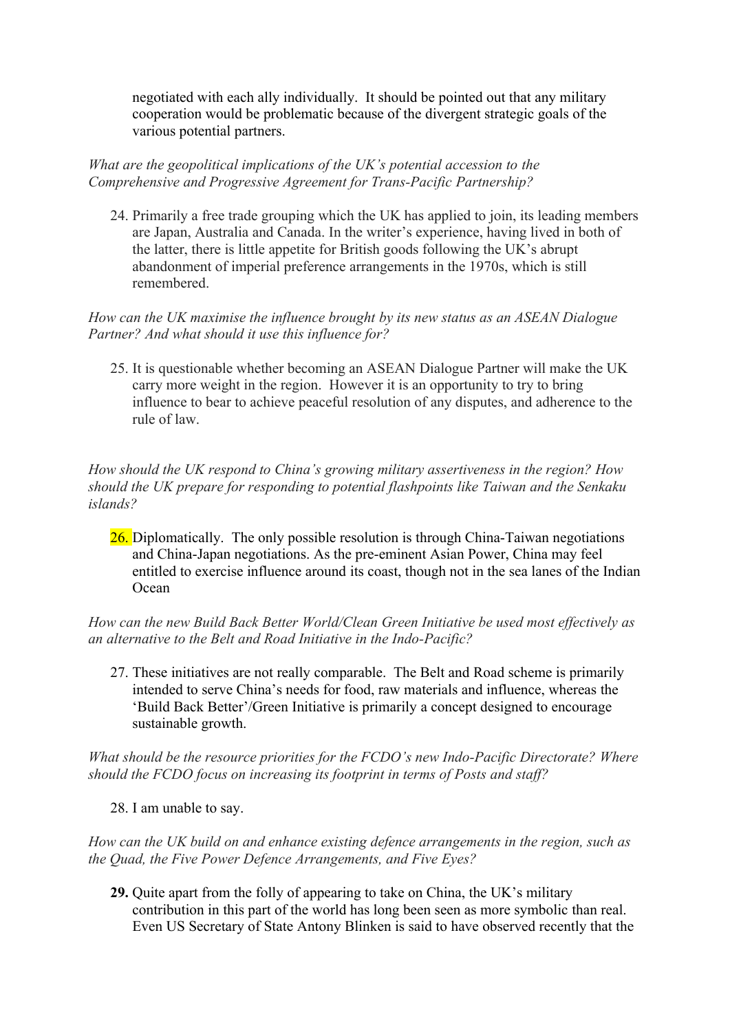negotiated with each ally individually. It should be pointed out that any military cooperation would be problematic because of the divergent strategic goals of the various potential partners.

*What are the geopolitical implications of the UK's potential accession to the Comprehensive and Progressive Agreement for Trans-Pacific Partnership?*

24. Primarily a free trade grouping which the UK has applied to join, its leading members are Japan, Australia and Canada. In the writer's experience, having lived in both of the latter, there is little appetite for British goods following the UK's abrupt abandonment of imperial preference arrangements in the 1970s, which is still remembered.

*How can the UK maximise the influence brought by its new status as an ASEAN Dialogue Partner? And what should it use this influence for?*

25. It is questionable whether becoming an ASEAN Dialogue Partner will make the UK carry more weight in the region. However it is an opportunity to try to bring influence to bear to achieve peaceful resolution of any disputes, and adherence to the rule of law.

*How should the UK respond to China's growing military assertiveness in the region? How should the UK prepare for responding to potential flashpoints like Taiwan and the Senkaku islands?*

26. Diplomatically. The only possible resolution is through China-Taiwan negotiations and China-Japan negotiations. As the pre-eminent Asian Power, China may feel entitled to exercise influence around its coast, though not in the sea lanes of the Indian Ocean

*How can the new Build Back Better World/Clean Green Initiative be used most effectively as an alternative to the Belt and Road Initiative in the Indo-Pacific?*

27. These initiatives are not really comparable. The Belt and Road scheme is primarily intended to serve China's needs for food, raw materials and influence, whereas the 'Build Back Better'/Green Initiative is primarily a concept designed to encourage sustainable growth.

*What should be the resource priorities for the FCDO's new Indo-Pacific Directorate? Where should the FCDO focus on increasing its footprint in terms of Posts and staff?*

28. I am unable to say.

*How can the UK build on and enhance existing defence arrangements in the region, such as the Quad, the Five Power Defence Arrangements, and Five Eyes?*

**29.** Quite apart from the folly of appearing to take on China, the UK's military contribution in this part of the world has long been seen as more symbolic than real. Even US Secretary of State Antony Blinken is said to have observed recently that the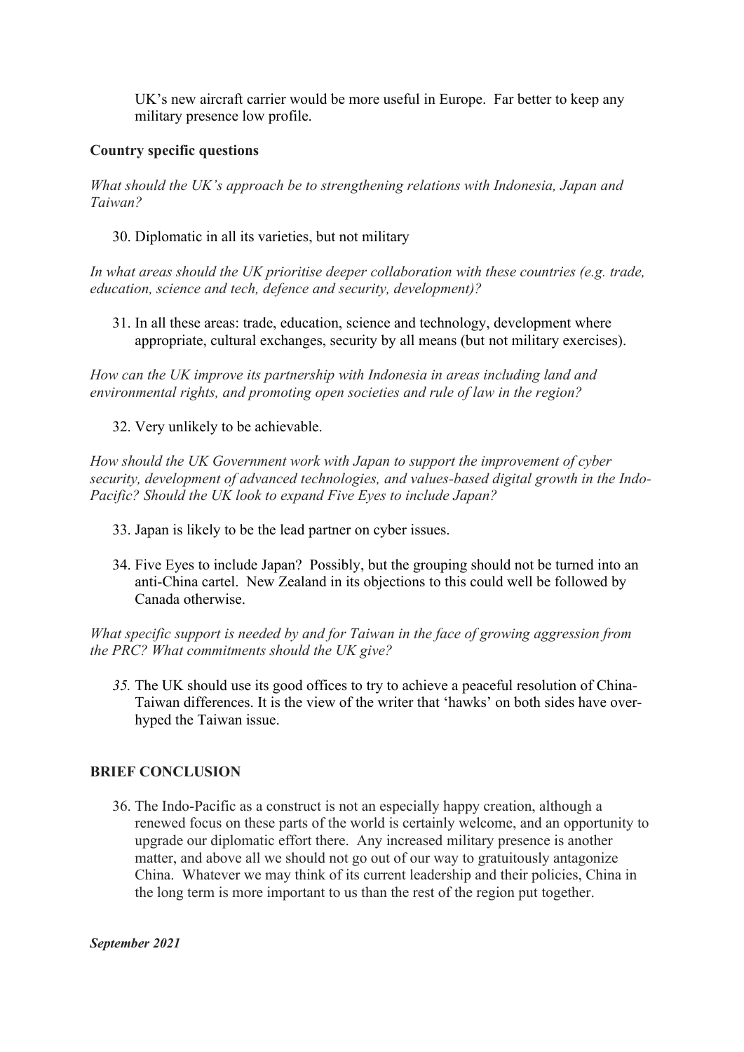UK's new aircraft carrier would be more useful in Europe. Far better to keep any military presence low profile.

**Country specific questions**

*What should the UK's approach be to strengthening relations with Indonesia, Japan and Taiwan?*

30. Diplomatic in all its varieties, but not military

*In what areas should the UK prioritise deeper collaboration with these countries (e.g. trade, education, science and tech, defence and security, development)?*

31. In all these areas: trade, education, science and technology, development where appropriate, cultural exchanges, security by all means (but not military exercises).

*How can the UK improve its partnership with Indonesia in areas including land and environmental rights, and promoting open societies and rule of law in the region?*

32. Very unlikely to be achievable.

*How should the UK Government work with Japan to support the improvement of cyber security, development of advanced technologies, and values-based digital growth in the Indo-Pacific? Should the UK look to expand Five Eyes to include Japan?*

33. Japan is likely to be the lead partner on cyber issues.

34. Five Eyes to include Japan? Possibly, but the grouping should not be turned into an anti-China cartel. New Zealand in its objections to this could well be followed by Canada otherwise.

*What specific support is needed by and for Taiwan in the face of growing aggression from the PRC? What commitments should the UK give?*

35. The UK should use its good offices to try to achieve a peaceful resolution of China-Taiwan differences. It is the view of the writer that 'hawks' on both sides have over-hyped the Taiwan issue.

**BRIEF CONCLUSION**

36. The Indo-Pacific as a construct is not an especially happy creation, although a renewed focus on these parts of the world is certainly welcome, and an opportunity to upgrade our diplomatic effort there. Any increased military presence is another matter, and above all we should not go out of our way to gratuitously antagonize China. Whatever we may think of its current leadership and their policies, China in the long term is more important to us than the rest of the region put together.

***September 2021***